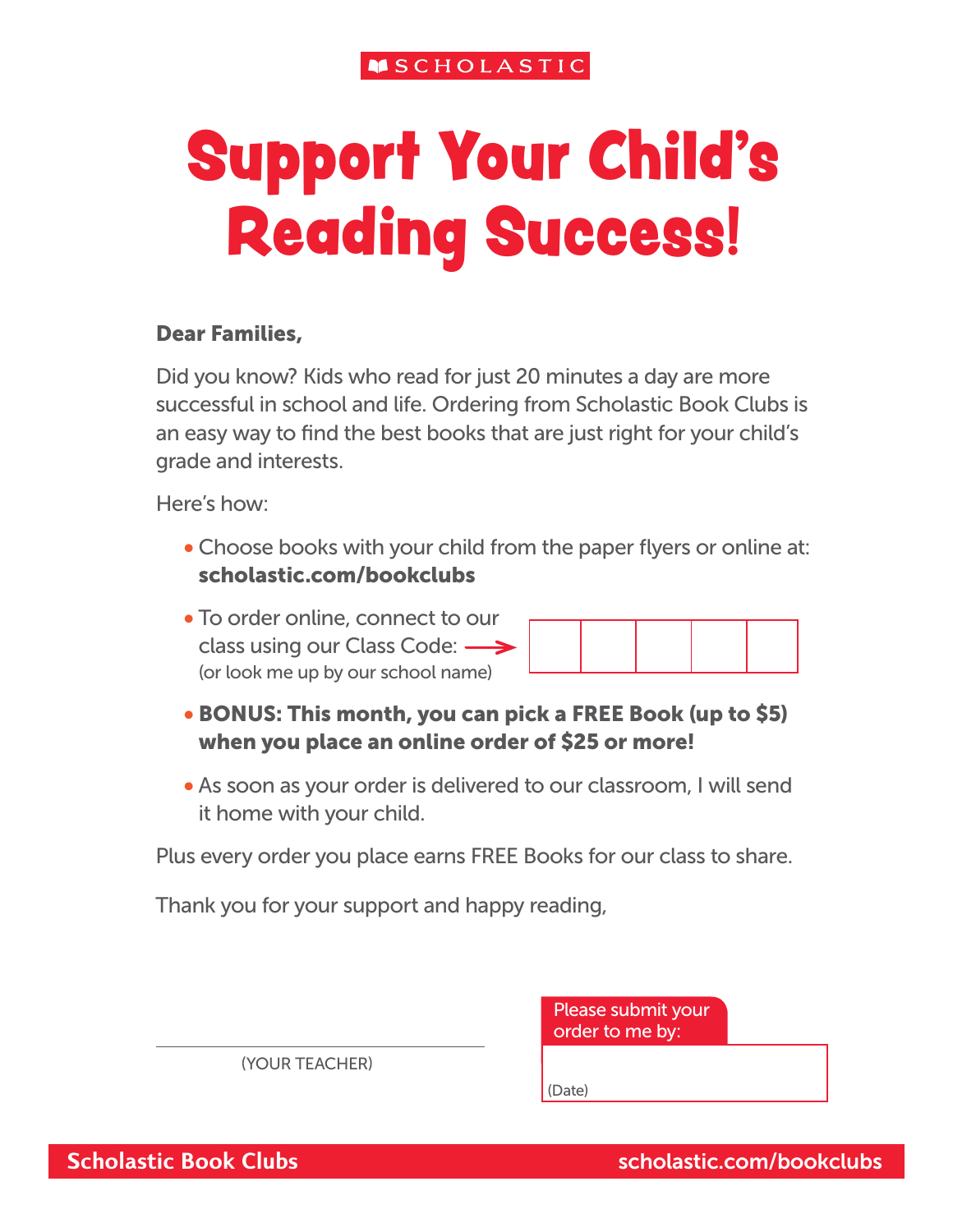SCHOLASTIC

# Support Your Child's Reading Success!

**Dear Families,**

Did you know? Kids who read for just 20 minutes a day are more successful in school and life. Ordering from Scholastic Book Clubs is an easy way to find the best books that are just right for your child's grade and interests.

Here's how:

- Choose books with your child from the paper flyers or online at: **scholastic.com/bookclubs**
- To order online, connect to our class using our Class Code: → (or look me up by our school name)
- **BONUS: This month, you can pick a FREE Book (up to $5) when you place an online order of $25 or more!**
- As soon as your order is delivered to our classroom, I will send it home with your child.

Plus every order you place earns FREE Books for our class to share.

Thank you for your support and happy reading,

(YOUR TEACHER)

Please submit your order to me by:

(Date)

Scholastic Book Clubs scholastic.com/bookclubs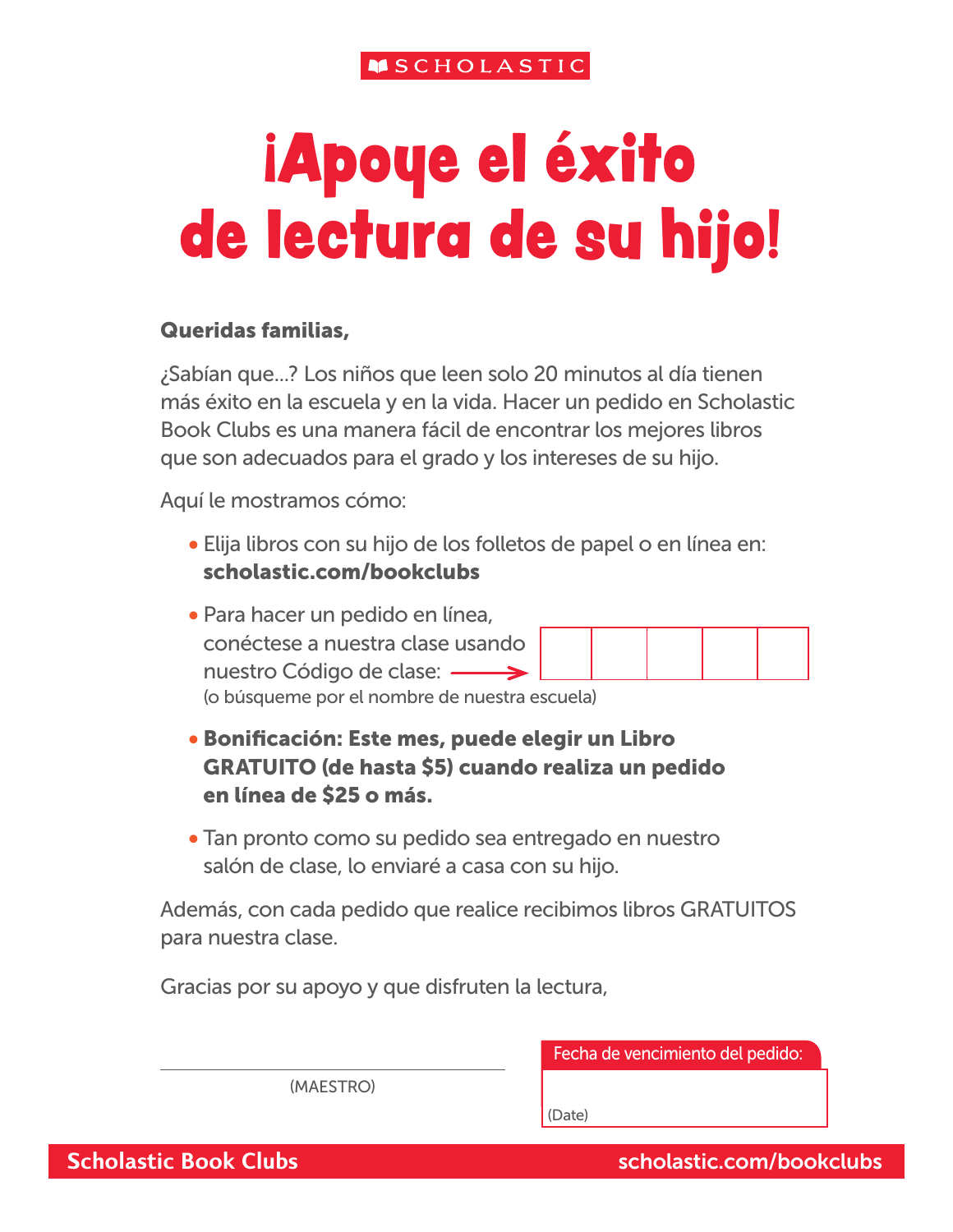SCHOLASTIC

# ¡Apoye el éxito de lectura de su hijo!

**Queridas familias,**

¿Sabían que...? Los niños que leen solo 20 minutos al día tienen más éxito en la escuela y en la vida. Hacer un pedido en Scholastic Book Clubs es una manera fácil de encontrar los mejores libros que son adecuados para el grado y los intereses de su hijo.

Aquí le mostramos cómo:

- Elija libros con su hijo de los folletos de papel o en línea en: **scholastic.com/bookclubs**
- Para hacer un pedido en línea, conéctese a nuestra clase usando nuestro Código de clase: → | | | | | |
  (o búsqueme por el nombre de nuestra escuela)
- **Bonificación: Este mes, puede elegir un Libro GRATUITO (de hasta $5) cuando realiza un pedido en línea de $25 o más.**
- Tan pronto como su pedido sea entregado en nuestro salón de clase, lo enviaré a casa con su hijo.

Además, con cada pedido que realice recibimos libros GRATUITOS para nuestra clase.

Gracias por su apoyo y que disfruten la lectura,

\_\_\_\_\_\_\_\_\_\_\_\_\_\_\_\_\_\_\_\_\_\_\_\_\_\_\_\_\_\_
(MAESTRO)

Fecha de vencimiento del pedido:

(Date)

Scholastic Book Clubs — scholastic.com/bookclubs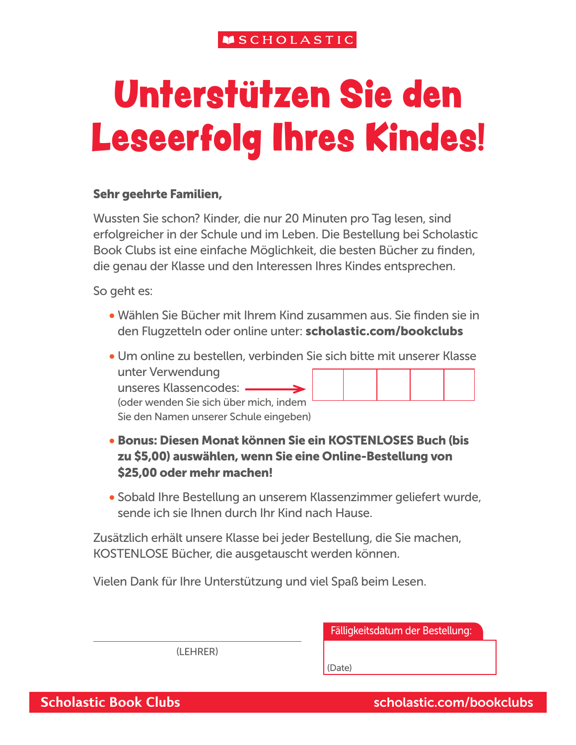SCHOLASTIC

# Unterstützen Sie den Leseerfolg Ihres Kindes!

**Sehr geehrte Familien,**

Wussten Sie schon? Kinder, die nur 20 Minuten pro Tag lesen, sind erfolgreicher in der Schule und im Leben. Die Bestellung bei Scholastic Book Clubs ist eine einfache Möglichkeit, die besten Bücher zu finden, die genau der Klasse und den Interessen Ihres Kindes entsprechen.

So geht es:

- Wählen Sie Bücher mit Ihrem Kind zusammen aus. Sie finden sie in den Flugzetteln oder online unter: **scholastic.com/bookclubs**
- Um online zu bestellen, verbinden Sie sich bitte mit unserer Klasse unter Verwendung unseres Klassencodes: → | | | | | |

  (oder wenden Sie sich über mich, indem Sie den Namen unserer Schule eingeben)
- **Bonus: Diesen Monat können Sie ein KOSTENLOSES Buch (bis zu $5,00) auswählen, wenn Sie eine Online-Bestellung von $25,00 oder mehr machen!**
- Sobald Ihre Bestellung an unserem Klassenzimmer geliefert wurde, sende ich sie Ihnen durch Ihr Kind nach Hause.

Zusätzlich erhält unsere Klasse bei jeder Bestellung, die Sie machen, KOSTENLOSE Bücher, die ausgetauscht werden können.

Vielen Dank für Ihre Unterstützung und viel Spaß beim Lesen.

______________________________

(LEHRER)

Fälligkeitsdatum der Bestellung:

(Date)

**Scholastic Book Clubs** **scholastic.com/bookclubs**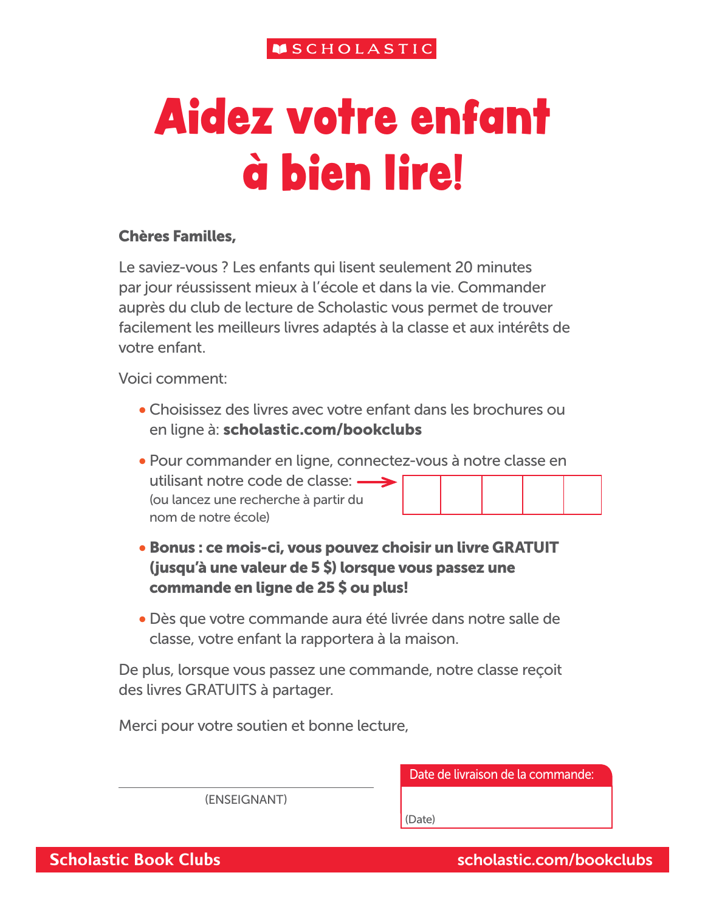SCHOLASTIC

# Aidez votre enfant à bien lire!

**Chères Familles,**

Le saviez-vous ? Les enfants qui lisent seulement 20 minutes par jour réussissent mieux à l'école et dans la vie. Commander auprès du club de lecture de Scholastic vous permet de trouver facilement les meilleurs livres adaptés à la classe et aux intérêts de votre enfant.

Voici comment:

- Choisissez des livres avec votre enfant dans les brochures ou en ligne à: **scholastic.com/bookclubs**
- Pour commander en ligne, connectez-vous à notre classe en utilisant notre code de classe: → | | | | | |
  (ou lancez une recherche à partir du nom de notre école)
- **Bonus : ce mois-ci, vous pouvez choisir un livre GRATUIT (jusqu'à une valeur de 5 $) lorsque vous passez une commande en ligne de 25 $ ou plus!**
- Dès que votre commande aura été livrée dans notre salle de classe, votre enfant la rapportera à la maison.

De plus, lorsque vous passez une commande, notre classe reçoit des livres GRATUITS à partager.

Merci pour votre soutien et bonne lecture,

_______________________________
(ENSEIGNANT)

Date de livraison de la commande:

(Date)

Scholastic Book Clubs — scholastic.com/bookclubs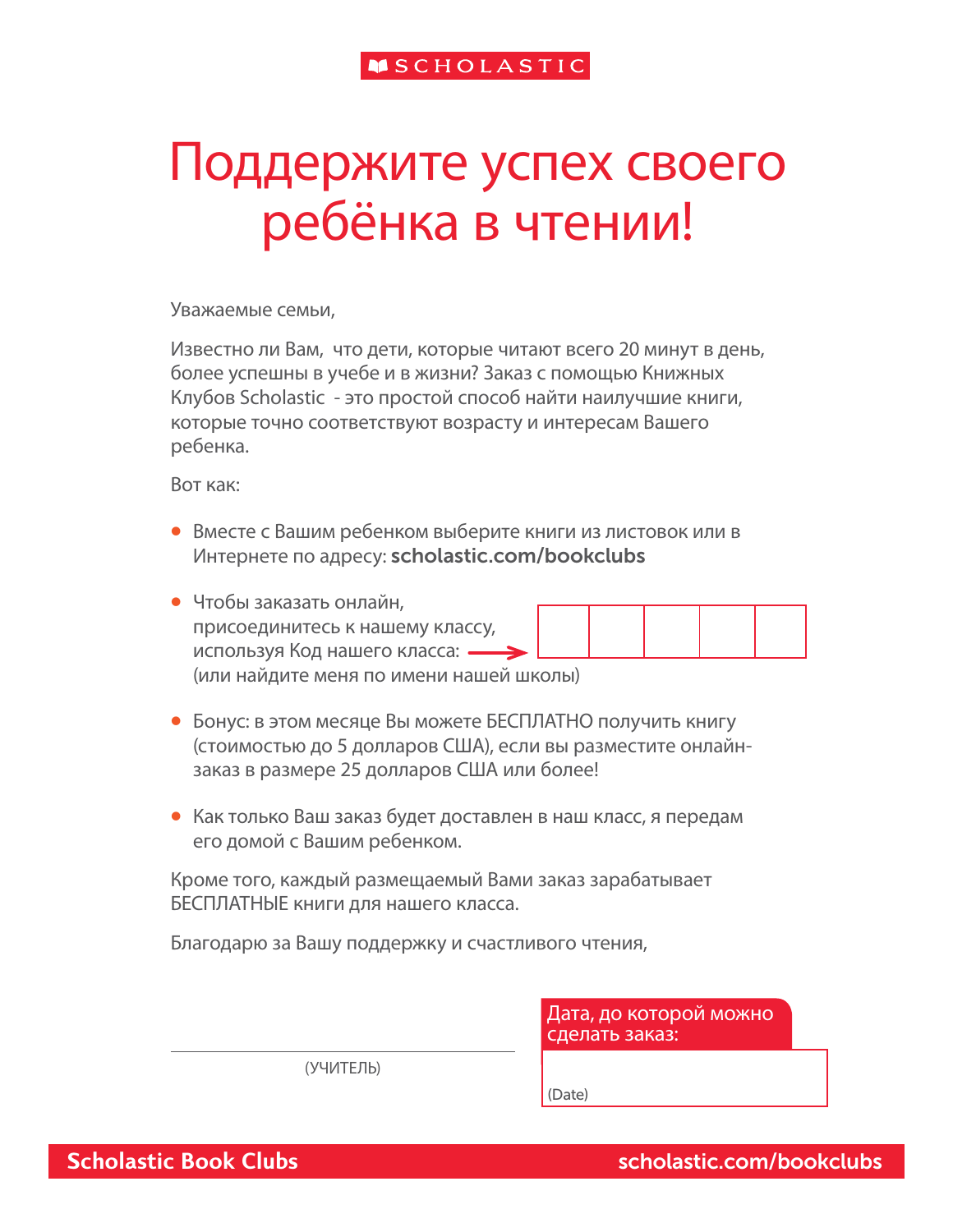SCHOLASTIC

# Поддержите успех своего ребёнка в чтении!

Уважаемые семьи,

Известно ли Вам,  что дети, которые читают всего 20 минут в день, более успешны в учебе и в жизни? Заказ с помощью Книжных Клубов Scholastic  - это простой способ найти наилучшие книги, которые точно соответствуют возрасту и интересам Вашего ребенка.

Вот как:

- Вместе с Вашим ребенком выберите книги из листовок или в Интернете по адресу: **scholastic.com/bookclubs**
- Чтобы заказать онлайн, присоединитесь к нашему классу, используя Код нашего класса: → | | | | | |
  (или найдите меня по имени нашей школы)
- Бонус: в этом месяце Вы можете БЕСПЛАТНО получить книгу (стоимостью до 5 долларов США), если вы разместите онлайн-заказ в размере 25 долларов США или более!
- Как только Ваш заказ будет доставлен в наш класс, я передам его домой с Вашим ребенком.

Кроме того, каждый размещаемый Вами заказ зарабатывает БЕСПЛАТНЫЕ книги для нашего класса.

Благодарю за Вашу поддержку и счастливого чтения,

\_\_\_\_\_\_\_\_\_\_\_\_\_\_\_\_\_\_\_\_\_\_\_\_\_\_\_\_\_\_

(УЧИТЕЛЬ)

Дата, до которой можно сделать заказ:

(Date)

**Scholastic Book Clubs** **scholastic.com/bookclubs**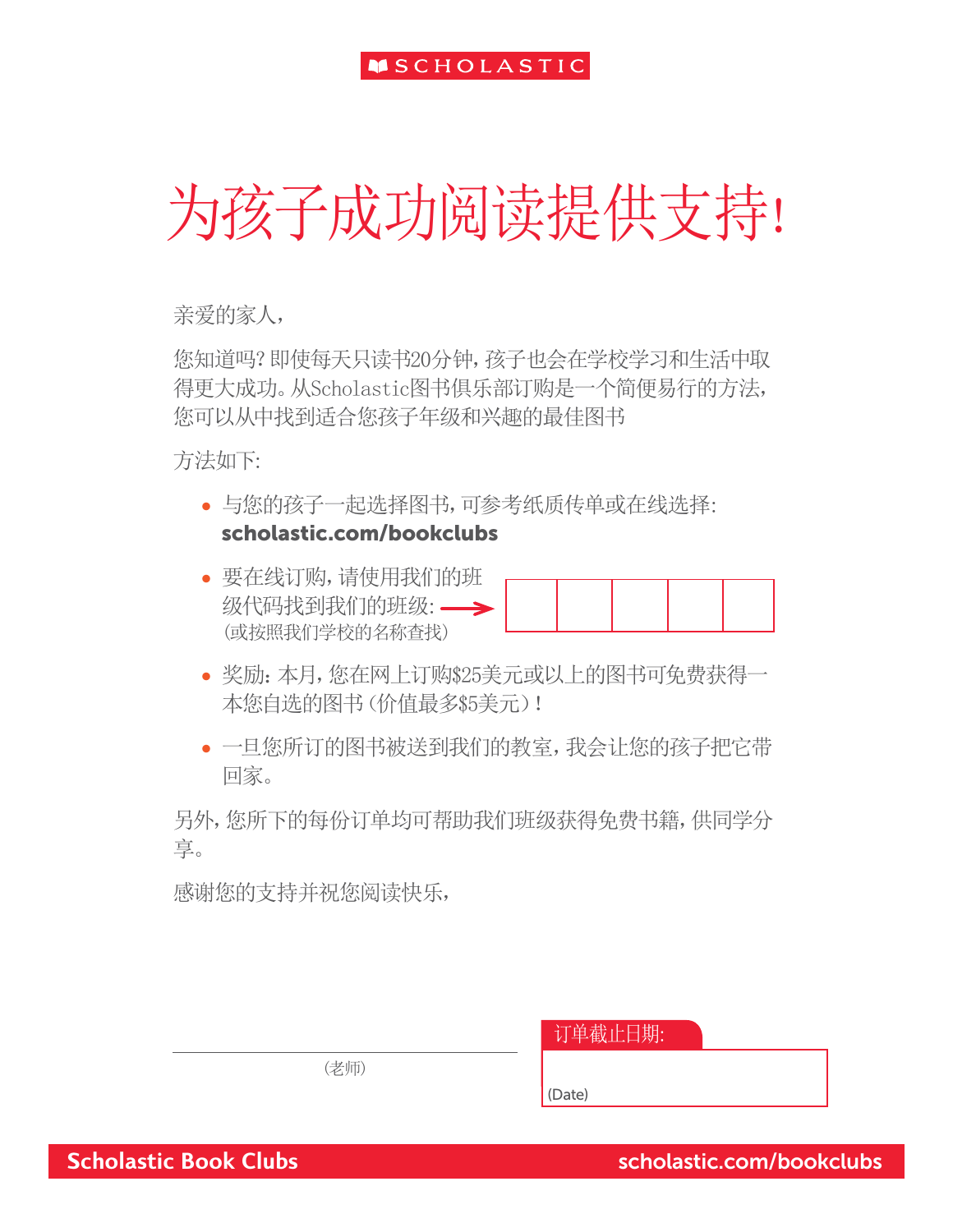SCHOLASTIC

# 为孩子成功阅读提供支持!

亲爱的家人,

您知道吗?即使每天只读书20分钟,孩子也会在学校学习和生活中取得更大成功。从Scholastic图书俱乐部订购是一个简便易行的方法,您可以从中找到适合您孩子年级和兴趣的最佳图书

方法如下:

- 与您的孩子一起选择图书,可参考纸质传单或在线选择:**scholastic.com/bookclubs**
- 要在线订购,请使用我们的班级代码找到我们的班级: → | | | | | |
  (或按照我们学校的名称查找)
- 奖励:本月,您在网上订购$25美元或以上的图书可免费获得一本您自选的图书(价值最多$5美元)!
- 一旦您所订的图书被送到我们的教室,我会让您的孩子把它带回家。

另外,您所下的每份订单均可帮助我们班级获得免费书籍,供同学分享。

感谢您的支持并祝您阅读快乐,

______________________________
(老师)

订单截止日期:

(Date)

Scholastic Book Clubs scholastic.com/bookclubs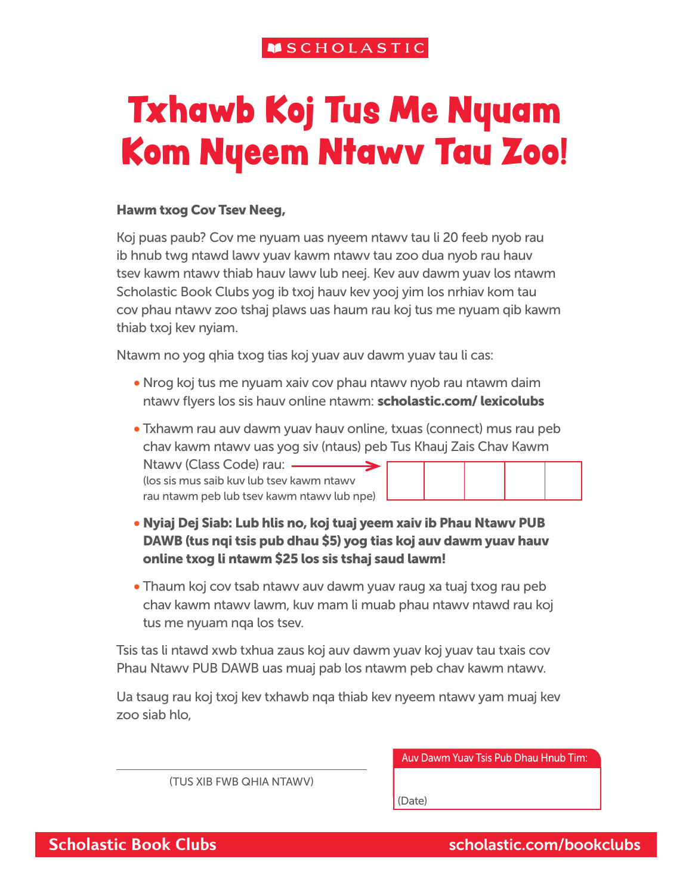SCHOLASTIC

# Txhawb Koj Tus Me Nyuam Kom Nyeem Ntawv Tau Zoo!

**Hawm txog Cov Tsev Neeg,**

Koj puas paub? Cov me nyuam uas nyeem ntawv tau li 20 feeb nyob rau ib hnub twg ntawd lawv yuav kawm ntawv tau zoo dua nyob rau hauv tsev kawm ntawv thiab hauv lawv lub neej. Kev auv dawm yuav los ntawm Scholastic Book Clubs yog ib txoj hauv kev yooj yim los nrhiav kom tau cov phau ntawv zoo tshaj plaws uas haum rau koj tus me nyuam qib kawm thiab txoj kev nyiam.

Ntawm no yog qhia txog tias koj yuav auv dawm yuav tau li cas:

- Nrog koj tus me nyuam xaiv cov phau ntawv nyob rau ntawm daim ntawv flyers los sis hauv online ntawm: **scholastic.com/ lexicolubs**
- Txhawm rau auv dawm yuav hauv online, txuas (connect) mus rau peb chav kawm ntawv uas yog siv (ntaus) peb Tus Khauj Zais Chav Kawm Ntawv (Class Code) rau: → [ ][ ][ ][ ][ ]
  (los sis mus saib kuv lub tsev kawm ntawv rau ntawm peb lub tsev kawm ntawv lub npe)
- **Nyiaj Dej Siab: Lub hlis no, koj tuaj yeem xaiv ib Phau Ntawv PUB DAWB (tus nqi tsis pub dhau $5) yog tias koj auv dawm yuav hauv online txog li ntawm $25 los sis tshaj saud lawm!**
- Thaum koj cov tsab ntawv auv dawm yuav raug xa tuaj txog rau peb chav kawm ntawv lawm, kuv mam li muab phau ntawv ntawd rau koj tus me nyuam nqa los tsev.

Tsis tas li ntawd xwb txhua zaus koj auv dawm yuav koj yuav tau txais cov Phau Ntawv PUB DAWB uas muaj pab los ntawm peb chav kawm ntawv.

Ua tsaug rau koj txoj kev txhawb nqa thiab kev nyeem ntawv yam muaj kev zoo siab hlo,

\_\_\_\_\_\_\_\_\_\_\_\_\_\_\_\_\_\_\_\_\_\_\_\_\_\_\_\_\_\_

(TUS XIB FWB QHIA NTAWV)

**Auv Dawm Yuav Tsis Pub Dhau Hnub Tim:**

(Date)

**Scholastic Book Clubs** | **scholastic.com/bookclubs**